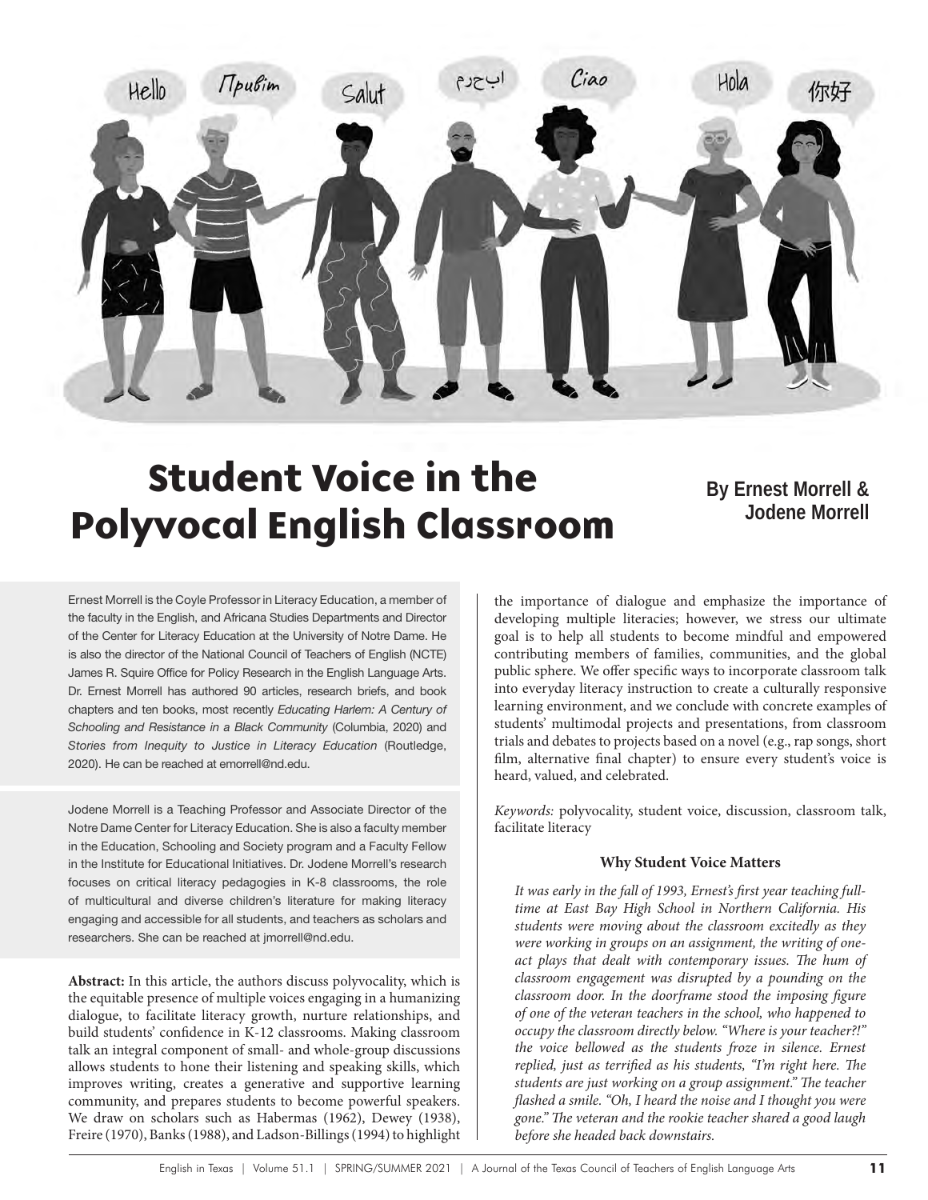# Student Voice in the Polyvocal English Classroom

**By Ernest Morrell & Jodene Morrell**

Ernest Morrell is the Coyle Professor in Literacy Education, a member of the faculty in the English, and Africana Studies Departments and Director of the Center for Literacy Education at the University of Notre Dame. He is also the director of the National Council of Teachers of English (NCTE) James R. Squire Office for Policy Research in the English Language Arts. Dr. Ernest Morrell has authored 90 articles, research briefs, and book chapters and ten books, most recently *Educating Harlem: A Century of Schooling and Resistance in a Black Community* (Columbia, 2020) and *Stories from Inequity to Justice in Literacy Education* (Routledge, 2020). He can be reached at emorrell@nd.edu.

Jodene Morrell is a Teaching Professor and Associate Director of the Notre Dame Center for Literacy Education. She is also a faculty member in the Education, Schooling and Society program and a Faculty Fellow in the Institute for Educational Initiatives. Dr. Jodene Morrell's research focuses on critical literacy pedagogies in K-8 classrooms, the role of multicultural and diverse children's literature for making literacy engaging and accessible for all students, and teachers as scholars and researchers. She can be reached at jmorrell@nd.edu.

**Abstract:** In this article, the authors discuss polyvocality, which is the equitable presence of multiple voices engaging in a humanizing dialogue, to facilitate literacy growth, nurture relationships, and build students' confidence in K-12 classrooms. Making classroom talk an integral component of small- and whole-group discussions allows students to hone their listening and speaking skills, which improves writing, creates a generative and supportive learning community, and prepares students to become powerful speakers. We draw on scholars such as Habermas (1962), Dewey (1938), Freire (1970), Banks (1988), and Ladson-Billings (1994) to highlight the importance of dialogue and emphasize the importance of developing multiple literacies; however, we stress our ultimate goal is to help all students to become mindful and empowered contributing members of families, communities, and the global public sphere. We offer specific ways to incorporate classroom talk into everyday literacy instruction to create a culturally responsive learning environment, and we conclude with concrete examples of students' multimodal projects and presentations, from classroom trials and debates to projects based on a novel (e.g., rap songs, short film, alternative final chapter) to ensure every student's voice is heard, valued, and celebrated.

*Keywords:* polyvocality, student voice, discussion, classroom talk, facilitate literacy

### Why Student Voice Matters

*It was early in the fall of 1993, Ernest's first year teaching full-time at East Bay High School in Northern California. His students were moving about the classroom excitedly as they were working in groups on an assignment, the writing of one-act plays that dealt with contemporary issues. The hum of classroom engagement was disrupted by a pounding on the classroom door. In the doorframe stood the imposing figure of one of the veteran teachers in the school, who happened to occupy the classroom directly below. "Where is your teacher?!" the voice bellowed as the students froze in silence. Ernest replied, just as terrified as his students, "I'm right here. The students are just working on a group assignment." The teacher flashed a smile. "Oh, I heard the noise and I thought you were gone." The veteran and the rookie teacher shared a good laugh before she headed back downstairs.*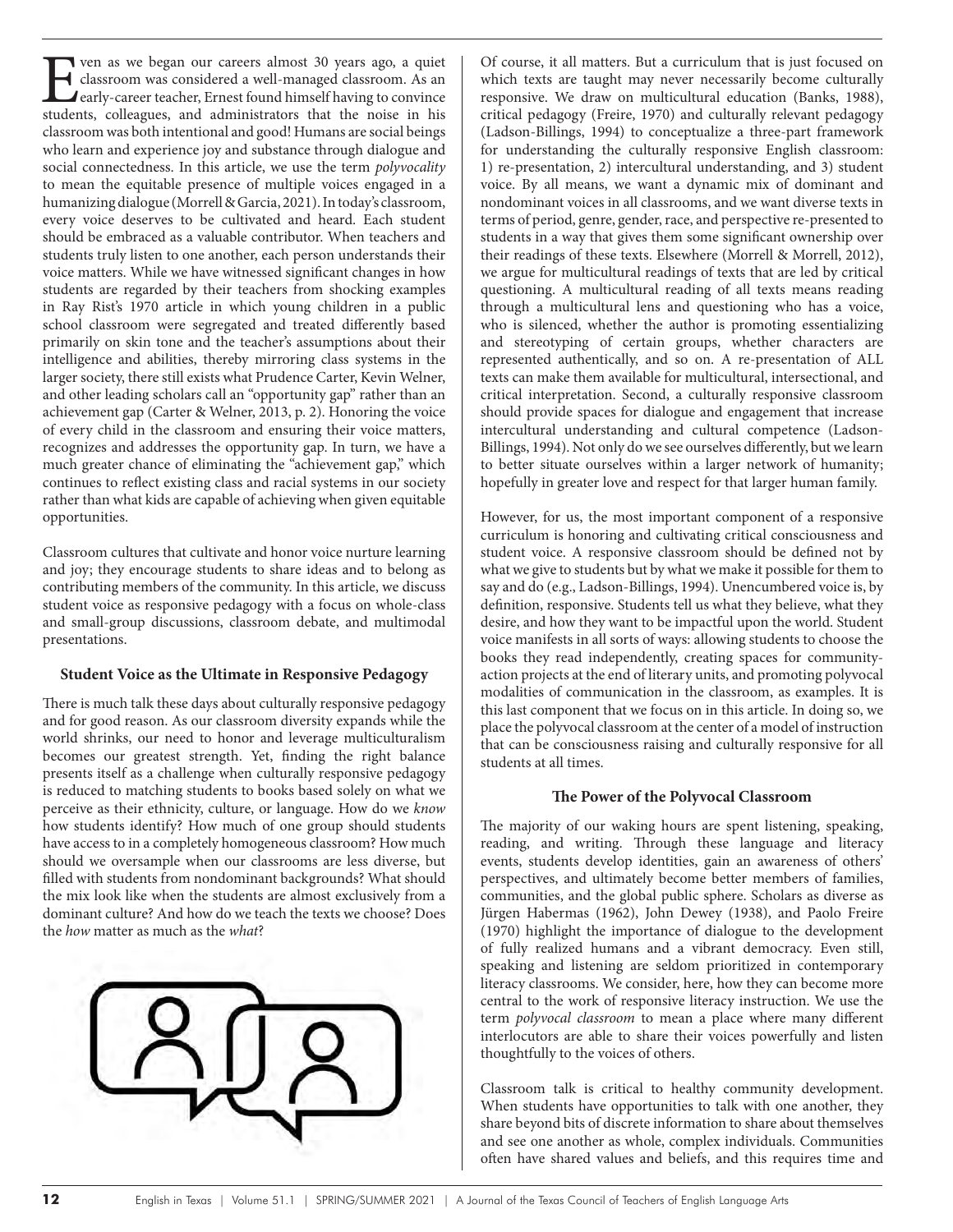Even as we began our careers almost 30 years ago, a quiet classroom was considered a well-managed classroom. As an early-career teacher, Ernest found himself having to convince students, colleagues, and administrators that the noise in his classroom was both intentional and good! Humans are social beings who learn and experience joy and substance through dialogue and social connectedness. In this article, we use the term *polyvocality* to mean the equitable presence of multiple voices engaged in a humanizing dialogue (Morrell & Garcia, 2021). In today's classroom, every voice deserves to be cultivated and heard. Each student should be embraced as a valuable contributor. When teachers and students truly listen to one another, each person understands their voice matters. While we have witnessed significant changes in how students are regarded by their teachers from shocking examples in Ray Rist's 1970 article in which young children in a public school classroom were segregated and treated differently based primarily on skin tone and the teacher's assumptions about their intelligence and abilities, thereby mirroring class systems in the larger society, there still exists what Prudence Carter, Kevin Welner, and other leading scholars call an "opportunity gap" rather than an achievement gap (Carter & Welner, 2013, p. 2). Honoring the voice of every child in the classroom and ensuring their voice matters, recognizes and addresses the opportunity gap. In turn, we have a much greater chance of eliminating the "achievement gap," which continues to reflect existing class and racial systems in our society rather than what kids are capable of achieving when given equitable opportunities.

Classroom cultures that cultivate and honor voice nurture learning and joy; they encourage students to share ideas and to belong as contributing members of the community. In this article, we discuss student voice as responsive pedagogy with a focus on whole-class and small-group discussions, classroom debate, and multimodal presentations.

### Student Voice as the Ultimate in Responsive Pedagogy

There is much talk these days about culturally responsive pedagogy and for good reason. As our classroom diversity expands while the world shrinks, our need to honor and leverage multiculturalism becomes our greatest strength. Yet, finding the right balance presents itself as a challenge when culturally responsive pedagogy is reduced to matching students to books based solely on what we perceive as their ethnicity, culture, or language. How do we *know* how students identify? How much of one group should students have access to in a completely homogeneous classroom? How much should we oversample when our classrooms are less diverse, but filled with students from nondominant backgrounds? What should the mix look like when the students are almost exclusively from a dominant culture? And how do we teach the texts we choose? Does the *how* matter as much as the *what*?

Of course, it all matters. But a curriculum that is just focused on which texts are taught may never necessarily become culturally responsive. We draw on multicultural education (Banks, 1988), critical pedagogy (Freire, 1970) and culturally relevant pedagogy (Ladson-Billings, 1994) to conceptualize a three-part framework for understanding the culturally responsive English classroom: 1) re-presentation, 2) intercultural understanding, and 3) student voice. By all means, we want a dynamic mix of dominant and nondominant voices in all classrooms, and we want diverse texts in terms of period, genre, gender, race, and perspective re-presented to students in a way that gives them some significant ownership over their readings of these texts. Elsewhere (Morrell & Morrell, 2012), we argue for multicultural readings of texts that are led by critical questioning. A multicultural reading of all texts means reading through a multicultural lens and questioning who has a voice, who is silenced, whether the author is promoting essentializing and stereotyping of certain groups, whether characters are represented authentically, and so on. A re-presentation of ALL texts can make them available for multicultural, intersectional, and critical interpretation. Second, a culturally responsive classroom should provide spaces for dialogue and engagement that increase intercultural understanding and cultural competence (Ladson-Billings, 1994). Not only do we see ourselves differently, but we learn to better situate ourselves within a larger network of humanity; hopefully in greater love and respect for that larger human family.

However, for us, the most important component of a responsive curriculum is honoring and cultivating critical consciousness and student voice. A responsive classroom should be defined not by what we give to students but by what we make it possible for them to say and do (e.g., Ladson-Billings, 1994). Unencumbered voice is, by definition, responsive. Students tell us what they believe, what they desire, and how they want to be impactful upon the world. Student voice manifests in all sorts of ways: allowing students to choose the books they read independently, creating spaces for community-action projects at the end of literary units, and promoting polyvocal modalities of communication in the classroom, as examples. It is this last component that we focus on in this article. In doing so, we place the polyvocal classroom at the center of a model of instruction that can be consciousness raising and culturally responsive for all students at all times.

### The Power of the Polyvocal Classroom

The majority of our waking hours are spent listening, speaking, reading, and writing. Through these language and literacy events, students develop identities, gain an awareness of others' perspectives, and ultimately become better members of families, communities, and the global public sphere. Scholars as diverse as Jürgen Habermas (1962), John Dewey (1938), and Paolo Freire (1970) highlight the importance of dialogue to the development of fully realized humans and a vibrant democracy. Even still, speaking and listening are seldom prioritized in contemporary literacy classrooms. We consider, here, how they can become more central to the work of responsive literacy instruction. We use the term *polyvocal classroom* to mean a place where many different interlocutors are able to share their voices powerfully and listen thoughtfully to the voices of others.

Classroom talk is critical to healthy community development. When students have opportunities to talk with one another, they share beyond bits of discrete information to share about themselves and see one another as whole, complex individuals. Communities often have shared values and beliefs, and this requires time and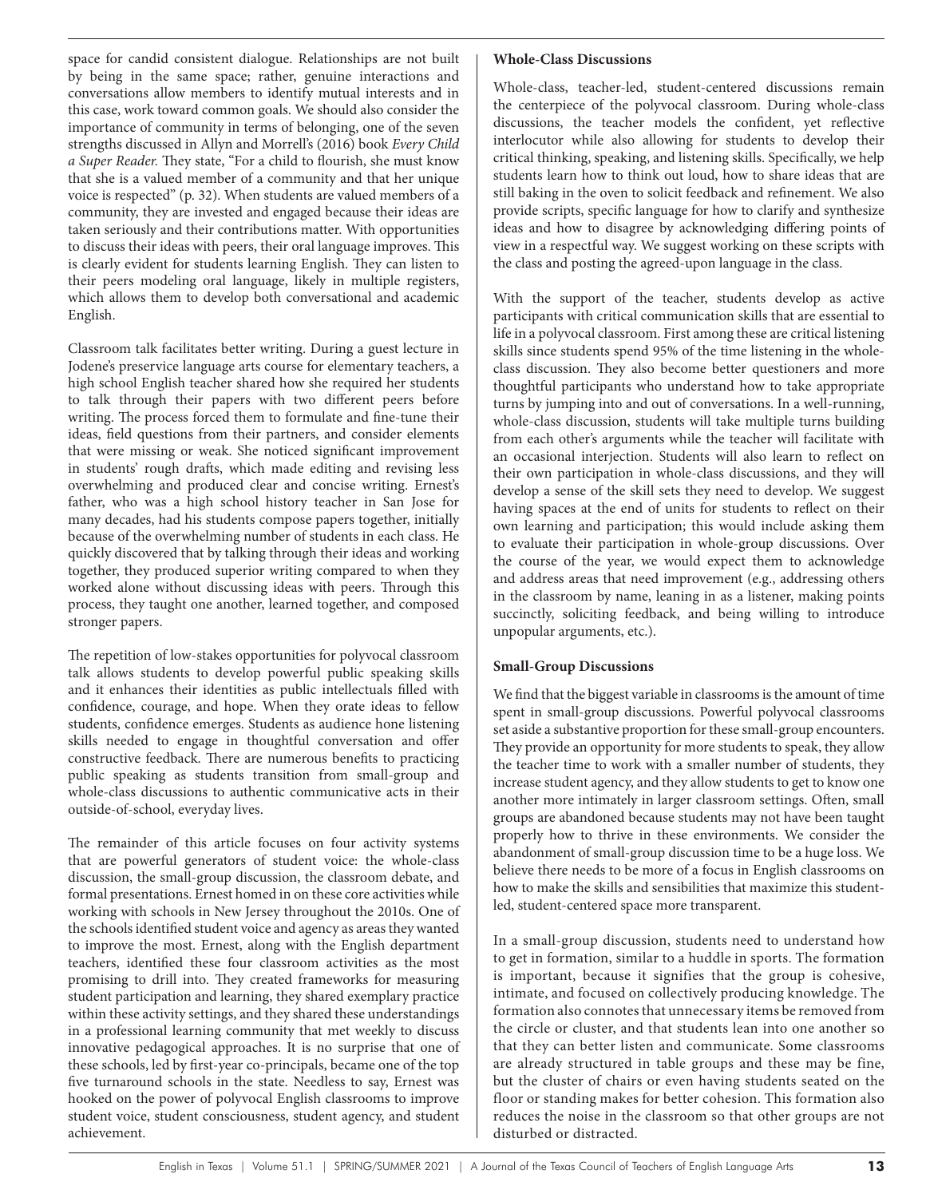space for candid consistent dialogue. Relationships are not built by being in the same space; rather, genuine interactions and conversations allow members to identify mutual interests and in this case, work toward common goals. We should also consider the importance of community in terms of belonging, one of the seven strengths discussed in Allyn and Morrell's (2016) book *Every Child a Super Reader*. They state, "For a child to flourish, she must know that she is a valued member of a community and that her unique voice is respected" (p. 32). When students are valued members of a community, they are invested and engaged because their ideas are taken seriously and their contributions matter. With opportunities to discuss their ideas with peers, their oral language improves. This is clearly evident for students learning English. They can listen to their peers modeling oral language, likely in multiple registers, which allows them to develop both conversational and academic English.

Classroom talk facilitates better writing. During a guest lecture in Jodene's preservice language arts course for elementary teachers, a high school English teacher shared how she required her students to talk through their papers with two different peers before writing. The process forced them to formulate and fine-tune their ideas, field questions from their partners, and consider elements that were missing or weak. She noticed significant improvement in students' rough drafts, which made editing and revising less overwhelming and produced clear and concise writing. Ernest's father, who was a high school history teacher in San Jose for many decades, had his students compose papers together, initially because of the overwhelming number of students in each class. He quickly discovered that by talking through their ideas and working together, they produced superior writing compared to when they worked alone without discussing ideas with peers. Through this process, they taught one another, learned together, and composed stronger papers.

The repetition of low-stakes opportunities for polyvocal classroom talk allows students to develop powerful public speaking skills and it enhances their identities as public intellectuals filled with confidence, courage, and hope. When they orate ideas to fellow students, confidence emerges. Students as audience hone listening skills needed to engage in thoughtful conversation and offer constructive feedback. There are numerous benefits to practicing public speaking as students transition from small-group and whole-class discussions to authentic communicative acts in their outside-of-school, everyday lives.

The remainder of this article focuses on four activity systems that are powerful generators of student voice: the whole-class discussion, the small-group discussion, the classroom debate, and formal presentations. Ernest homed in on these core activities while working with schools in New Jersey throughout the 2010s. One of the schools identified student voice and agency as areas they wanted to improve the most. Ernest, along with the English department teachers, identified these four classroom activities as the most promising to drill into. They created frameworks for measuring student participation and learning, they shared exemplary practice within these activity settings, and they shared these understandings in a professional learning community that met weekly to discuss innovative pedagogical approaches. It is no surprise that one of these schools, led by first-year co-principals, became one of the top five turnaround schools in the state. Needless to say, Ernest was hooked on the power of polyvocal English classrooms to improve student voice, student consciousness, student agency, and student achievement.

### Whole-Class Discussions

Whole-class, teacher-led, student-centered discussions remain the centerpiece of the polyvocal classroom. During whole-class discussions, the teacher models the confident, yet reflective interlocutor while also allowing for students to develop their critical thinking, speaking, and listening skills. Specifically, we help students learn how to think out loud, how to share ideas that are still baking in the oven to solicit feedback and refinement. We also provide scripts, specific language for how to clarify and synthesize ideas and how to disagree by acknowledging differing points of view in a respectful way. We suggest working on these scripts with the class and posting the agreed-upon language in the class.

With the support of the teacher, students develop as active participants with critical communication skills that are essential to life in a polyvocal classroom. First among these are critical listening skills since students spend 95% of the time listening in the whole-class discussion. They also become better questioners and more thoughtful participants who understand how to take appropriate turns by jumping into and out of conversations. In a well-running, whole-class discussion, students will take multiple turns building from each other's arguments while the teacher will facilitate with an occasional interjection. Students will also learn to reflect on their own participation in whole-class discussions, and they will develop a sense of the skill sets they need to develop. We suggest having spaces at the end of units for students to reflect on their own learning and participation; this would include asking them to evaluate their participation in whole-group discussions. Over the course of the year, we would expect them to acknowledge and address areas that need improvement (e.g., addressing others in the classroom by name, leaning in as a listener, making points succinctly, soliciting feedback, and being willing to introduce unpopular arguments, etc.).

### Small-Group Discussions

We find that the biggest variable in classrooms is the amount of time spent in small-group discussions. Powerful polyvocal classrooms set aside a substantive proportion for these small-group encounters. They provide an opportunity for more students to speak, they allow the teacher time to work with a smaller number of students, they increase student agency, and they allow students to get to know one another more intimately in larger classroom settings. Often, small groups are abandoned because students may not have been taught properly how to thrive in these environments. We consider the abandonment of small-group discussion time to be a huge loss. We believe there needs to be more of a focus in English classrooms on how to make the skills and sensibilities that maximize this student-led, student-centered space more transparent.

In a small-group discussion, students need to understand how to get in formation, similar to a huddle in sports. The formation is important, because it signifies that the group is cohesive, intimate, and focused on collectively producing knowledge. The formation also connotes that unnecessary items be removed from the circle or cluster, and that students lean into one another so that they can better listen and communicate. Some classrooms are already structured in table groups and these may be fine, but the cluster of chairs or even having students seated on the floor or standing makes for better cohesion. This formation also reduces the noise in the classroom so that other groups are not disturbed or distracted.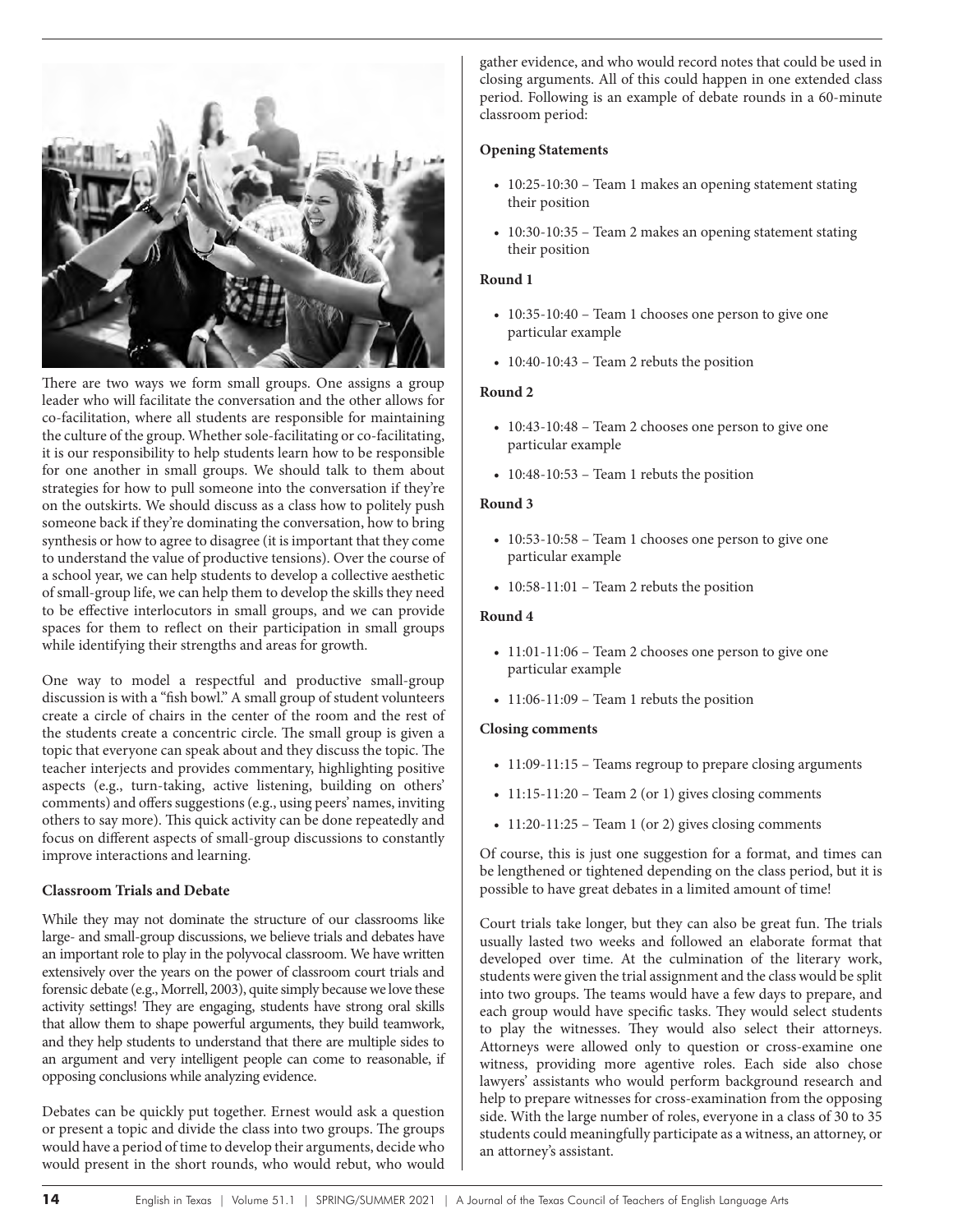There are two ways we form small groups. One assigns a group leader who will facilitate the conversation and the other allows for co-facilitation, where all students are responsible for maintaining the culture of the group. Whether sole-facilitating or co-facilitating, it is our responsibility to help students learn how to be responsible for one another in small groups. We should talk to them about strategies for how to pull someone into the conversation if they're on the outskirts. We should discuss as a class how to politely push someone back if they're dominating the conversation, how to bring synthesis or how to agree to disagree (it is important that they come to understand the value of productive tensions). Over the course of a school year, we can help students to develop a collective aesthetic of small-group life, we can help them to develop the skills they need to be effective interlocutors in small groups, and we can provide spaces for them to reflect on their participation in small groups while identifying their strengths and areas for growth.

One way to model a respectful and productive small-group discussion is with a "fish bowl." A small group of student volunteers create a circle of chairs in the center of the room and the rest of the students create a concentric circle. The small group is given a topic that everyone can speak about and they discuss the topic. The teacher interjects and provides commentary, highlighting positive aspects (e.g., turn-taking, active listening, building on others' comments) and offers suggestions (e.g., using peers' names, inviting others to say more). This quick activity can be done repeatedly and focus on different aspects of small-group discussions to constantly improve interactions and learning.

**Classroom Trials and Debate**

While they may not dominate the structure of our classrooms like large- and small-group discussions, we believe trials and debates have an important role to play in the polyvocal classroom. We have written extensively over the years on the power of classroom court trials and forensic debate (e.g., Morrell, 2003), quite simply because we love these activity settings! They are engaging, students have strong oral skills that allow them to shape powerful arguments, they build teamwork, and they help students to understand that there are multiple sides to an argument and very intelligent people can come to reasonable, if opposing conclusions while analyzing evidence.

Debates can be quickly put together. Ernest would ask a question or present a topic and divide the class into two groups. The groups would have a period of time to develop their arguments, decide who would present in the short rounds, who would rebut, who would gather evidence, and who would record notes that could be used in closing arguments. All of this could happen in one extended class period. Following is an example of debate rounds in a 60-minute classroom period:

**Opening Statements**

- 10:25-10:30 – Team 1 makes an opening statement stating their position
- 10:30-10:35 – Team 2 makes an opening statement stating their position

**Round 1**

- 10:35-10:40 – Team 1 chooses one person to give one particular example
- 10:40-10:43 – Team 2 rebuts the position

**Round 2**

- 10:43-10:48 – Team 2 chooses one person to give one particular example
- 10:48-10:53 – Team 1 rebuts the position

**Round 3**

- 10:53-10:58 – Team 1 chooses one person to give one particular example
- 10:58-11:01 – Team 2 rebuts the position

**Round 4**

- 11:01-11:06 – Team 2 chooses one person to give one particular example
- 11:06-11:09 – Team 1 rebuts the position

**Closing comments**

- 11:09-11:15 – Teams regroup to prepare closing arguments
- 11:15-11:20 – Team 2 (or 1) gives closing comments
- 11:20-11:25 – Team 1 (or 2) gives closing comments

Of course, this is just one suggestion for a format, and times can be lengthened or tightened depending on the class period, but it is possible to have great debates in a limited amount of time!

Court trials take longer, but they can also be great fun. The trials usually lasted two weeks and followed an elaborate format that developed over time. At the culmination of the literary work, students were given the trial assignment and the class would be split into two groups. The teams would have a few days to prepare, and each group would have specific tasks. They would select students to play the witnesses. They would also select their attorneys. Attorneys were allowed only to question or cross-examine one witness, providing more agentive roles. Each side also chose lawyers' assistants who would perform background research and help to prepare witnesses for cross-examination from the opposing side. With the large number of roles, everyone in a class of 30 to 35 students could meaningfully participate as a witness, an attorney, or an attorney's assistant.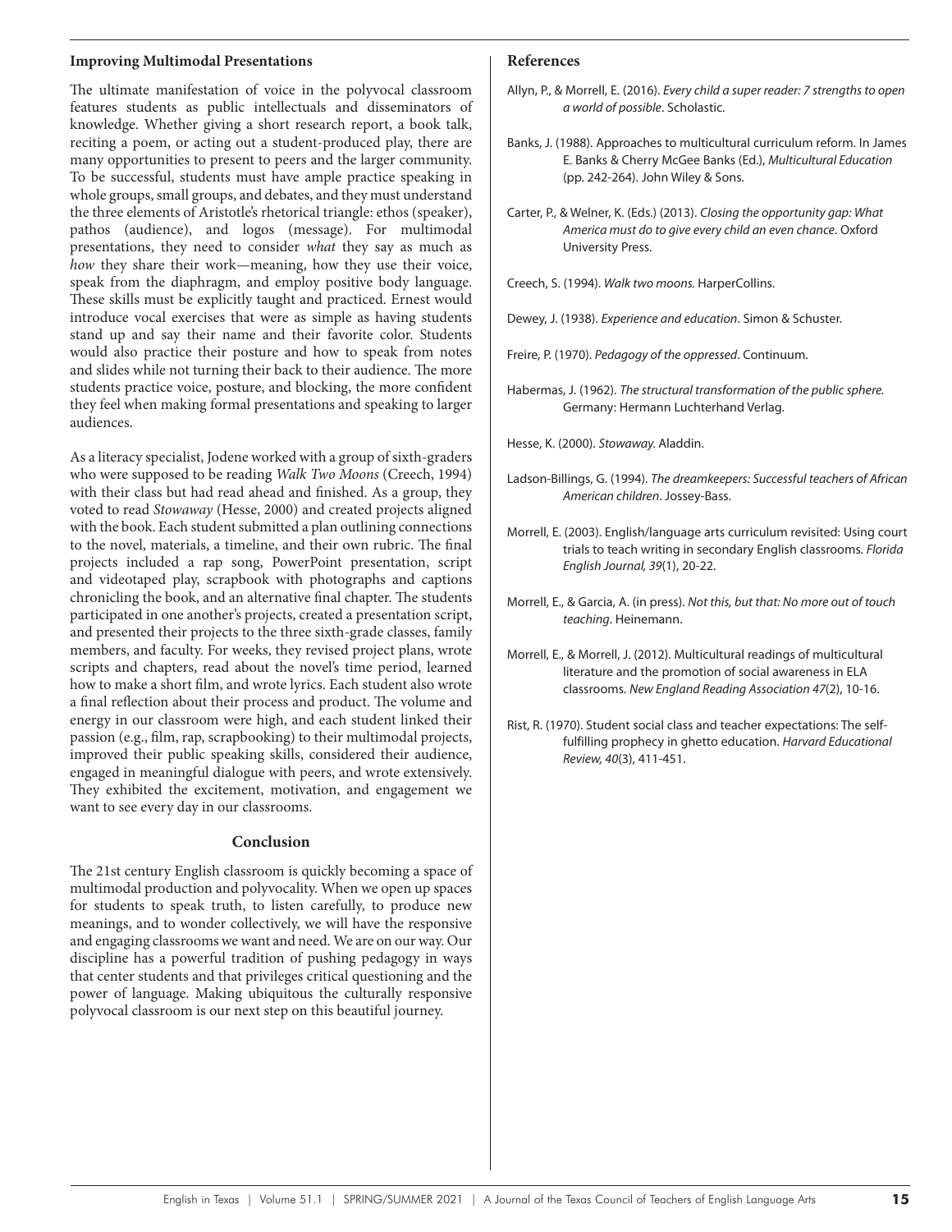### Improving Multimodal Presentations

The ultimate manifestation of voice in the polyvocal classroom features students as public intellectuals and disseminators of knowledge. Whether giving a short research report, a book talk, reciting a poem, or acting out a student-produced play, there are many opportunities to present to peers and the larger community. To be successful, students must have ample practice speaking in whole groups, small groups, and debates, and they must understand the three elements of Aristotle's rhetorical triangle: ethos (speaker), pathos (audience), and logos (message). For multimodal presentations, they need to consider *what* they say as much as *how* they share their work—meaning, how they use their voice, speak from the diaphragm, and employ positive body language. These skills must be explicitly taught and practiced. Ernest would introduce vocal exercises that were as simple as having students stand up and say their name and their favorite color. Students would also practice their posture and how to speak from notes and slides while not turning their back to their audience. The more students practice voice, posture, and blocking, the more confident they feel when making formal presentations and speaking to larger audiences.

As a literacy specialist, Jodene worked with a group of sixth-graders who were supposed to be reading *Walk Two Moons* (Creech, 1994) with their class but had read ahead and finished. As a group, they voted to read *Stowaway* (Hesse, 2000) and created projects aligned with the book. Each student submitted a plan outlining connections to the novel, materials, a timeline, and their own rubric. The final projects included a rap song, PowerPoint presentation, script and videotaped play, scrapbook with photographs and captions chronicling the book, and an alternative final chapter. The students participated in one another's projects, created a presentation script, and presented their projects to the three sixth-grade classes, family members, and faculty. For weeks, they revised project plans, wrote scripts and chapters, read about the novel's time period, learned how to make a short film, and wrote lyrics. Each student also wrote a final reflection about their process and product. The volume and energy in our classroom were high, and each student linked their passion (e.g., film, rap, scrapbooking) to their multimodal projects, improved their public speaking skills, considered their audience, engaged in meaningful dialogue with peers, and wrote extensively. They exhibited the excitement, motivation, and engagement we want to see every day in our classrooms.

### Conclusion

The 21st century English classroom is quickly becoming a space of multimodal production and polyvocality. When we open up spaces for students to speak truth, to listen carefully, to produce new meanings, and to wonder collectively, we will have the responsive and engaging classrooms we want and need. We are on our way. Our discipline has a powerful tradition of pushing pedagogy in ways that center students and that privileges critical questioning and the power of language. Making ubiquitous the culturally responsive polyvocal classroom is our next step on this beautiful journey.

### References

Allyn, P., & Morrell, E. (2016). *Every child a super reader: 7 strengths to open a world of possible*. Scholastic.

Banks, J. (1988). Approaches to multicultural curriculum reform. In James E. Banks & Cherry McGee Banks (Ed.), *Multicultural Education* (pp. 242-264). John Wiley & Sons.

Carter, P., & Welner, K. (Eds.) (2013). *Closing the opportunity gap: What America must do to give every child an even chance*. Oxford University Press.

Creech, S. (1994). *Walk two moons.* HarperCollins.

Dewey, J. (1938). *Experience and education*. Simon & Schuster.

Freire, P. (1970). *Pedagogy of the oppressed*. Continuum.

Habermas, J. (1962). *The structural transformation of the public sphere.* Germany: Hermann Luchterhand Verlag.

Hesse, K. (2000). *Stowaway.* Aladdin.

Ladson-Billings, G. (1994). *The dreamkeepers: Successful teachers of African American children*. Jossey-Bass.

Morrell, E. (2003). English/language arts curriculum revisited: Using court trials to teach writing in secondary English classrooms. *Florida English Journal, 39*(1), 20-22.

Morrell, E., & Garcia, A. (in press). *Not this, but that: No more out of touch teaching*. Heinemann.

Morrell, E., & Morrell, J. (2012). Multicultural readings of multicultural literature and the promotion of social awareness in ELA classrooms. *New England Reading Association 47*(2), 10-16.

Rist, R. (1970). Student social class and teacher expectations: The self-fulfilling prophecy in ghetto education. *Harvard Educational Review, 40*(3), 411-451.